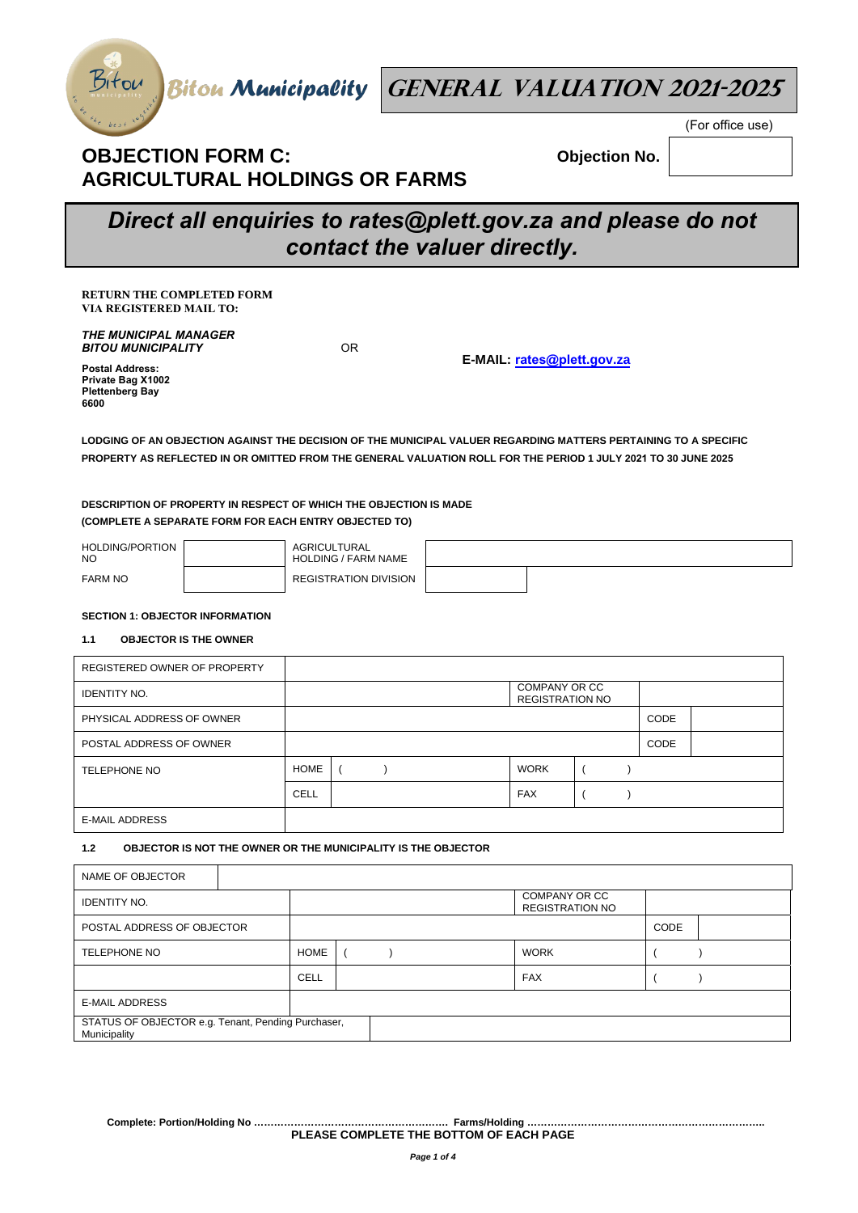**Bitou Municipality**

# GENERAL VALUATION 2021-2025

(For office use)

## OBJECTION FORM C: AGRICULTURAL HOLDINGS OR FARMS

**Objection No.**

| |
|---|
| |

## *Direct all enquiries to rates@plett.gov.za and please do not contact the valuer directly.*

**RETURN THE COMPLETED FORM VIA REGISTERED MAIL TO:**

***THE MUNICIPAL MANAGER***
***BITOU MUNICIPALITY***

**Postal Address:**
**Private Bag X1002**
**Plettenberg Bay**
**6600**

OR

**E-MAIL: rates@plett.gov.za**

**LODGING OF AN OBJECTION AGAINST THE DECISION OF THE MUNICIPAL VALUER REGARDING MATTERS PERTAINING TO A SPECIFIC PROPERTY AS REFLECTED IN OR OMITTED FROM THE GENERAL VALUATION ROLL FOR THE PERIOD 1 JULY 2021 TO 30 JUNE 2025**

**DESCRIPTION OF PROPERTY IN RESPECT OF WHICH THE OBJECTION IS MADE**
**(COMPLETE A SEPARATE FORM FOR EACH ENTRY OBJECTED TO)**

| HOLDING/PORTION NO | | AGRICULTURAL HOLDING / FARM NAME | |
|---|---|---|---|
| FARM NO | | REGISTRATION DIVISION | |

**SECTION 1: OBJECTOR INFORMATION**

**1.1 OBJECTOR IS THE OWNER**

| REGISTERED OWNER OF PROPERTY | | | | | |
|---|---|---|---|---|---|
| IDENTITY NO. | | | COMPANY OR CC REGISTRATION NO | | |
| PHYSICAL ADDRESS OF OWNER | | | | CODE | |
| POSTAL ADDRESS OF OWNER | | | | CODE | |
| TELEPHONE NO | HOME | (   ) | WORK | (   ) | |
| | CELL | | FAX | (   ) | |
| E-MAIL ADDRESS | | | | | |

**1.2 OBJECTOR IS NOT THE OWNER OR THE MUNICIPALITY IS THE OBJECTOR**

| NAME OF OBJECTOR | | | | | |
|---|---|---|---|---|---|
| IDENTITY NO. | | | COMPANY OR CC REGISTRATION NO | | |
| POSTAL ADDRESS OF OBJECTOR | | | | CODE | |
| TELEPHONE NO | HOME | (   ) | WORK | (   ) | |
| | CELL | | FAX | (   ) | |
| E-MAIL ADDRESS | | | | | |
| STATUS OF OBJECTOR e.g. Tenant, Pending Purchaser, Municipality | | | | | |

**Complete: Portion/Holding No ………………………………………………… Farms/Holding …………………………………………………………….**

**PLEASE COMPLETE THE BOTTOM OF EACH PAGE**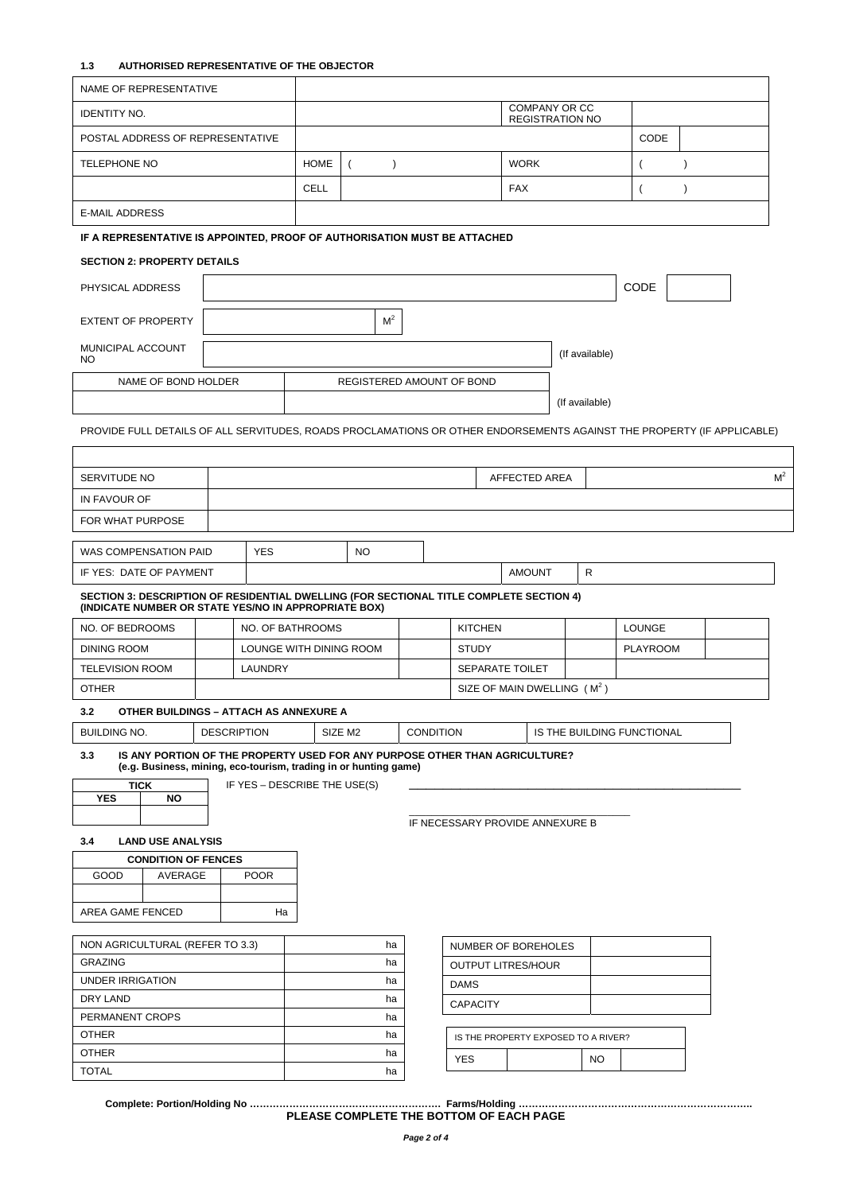### 1.3 AUTHORISED REPRESENTATIVE OF THE OBJECTOR

| NAME OF REPRESENTATIVE | | | | | |
|---|---|---|---|---|---|
| IDENTITY NO. | | | COMPANY OR CC REGISTRATION NO | | |
| POSTAL ADDRESS OF REPRESENTATIVE | | | | CODE | |
| TELEPHONE NO | HOME | (  ) | WORK | (  ) | |
| | CELL | | FAX | (  ) | |
| E-MAIL ADDRESS | | | | | |

**IF A REPRESENTATIVE IS APPOINTED, PROOF OF AUTHORISATION MUST BE ATTACHED**

**SECTION 2: PROPERTY DETAILS**

| PHYSICAL ADDRESS | | CODE | |
|---|---|---|---|
| EXTENT OF PROPERTY | $M^2$ | | |
| MUNICIPAL ACCOUNT NO | (If available) | | |

| NAME OF BOND HOLDER | REGISTERED AMOUNT OF BOND | |
|---|---|---|
| | | (If available) |

PROVIDE FULL DETAILS OF ALL SERVITUDES, ROADS PROCLAMATIONS OR OTHER ENDORSEMENTS AGAINST THE PROPERTY (IF APPLICABLE)

| | | | |
|---|---|---|---|
| SERVITUDE NO | | AFFECTED AREA | $M^2$ |
| IN FAVOUR OF | | | |
| FOR WHAT PURPOSE | | | |

| WAS COMPENSATION PAID | YES | NO | | | |
|---|---|---|---|---|---|
| IF YES: DATE OF PAYMENT | | | | AMOUNT | R |

**SECTION 3: DESCRIPTION OF RESIDENTIAL DWELLING (FOR SECTIONAL TITLE COMPLETE SECTION 4)**
**(INDICATE NUMBER OR STATE YES/NO IN APPROPRIATE BOX)**

| NO. OF BEDROOMS | | NO. OF BATHROOMS | | KITCHEN | | LOUNGE | |
|---|---|---|---|---|---|---|---|
| DINING ROOM | | LOUNGE WITH DINING ROOM | | STUDY | | PLAYROOM | |
| TELEVISION ROOM | | LAUNDRY | | SEPARATE TOILET | | | |
| OTHER | | | | SIZE OF MAIN DWELLING ($M^2$) | | | |

### 3.2 OTHER BUILDINGS – ATTACH AS ANNEXURE A

| BUILDING NO. | DESCRIPTION | SIZE M2 | CONDITION | IS THE BUILDING FUNCTIONAL |
|---|---|---|---|---|

### 3.3 IS ANY PORTION OF THE PROPERTY USED FOR ANY PURPOSE OTHER THAN AGRICULTURE?
**(e.g. Business, mining, eco-tourism, trading in or hunting game)**

| TICK | |
|---|---|
| **YES** | **NO** |
| | |

IF YES – DESCRIBE THE USE(S) ____________________________________________

____________________________________________

IF NECESSARY PROVIDE ANNEXURE B

### 3.4 LAND USE ANALYSIS

| CONDITION OF FENCES | | |
|---|---|---|
| GOOD | AVERAGE | POOR |
| | | |
| AREA GAME FENCED | | Ha |

| | |
|---|---|
| NON AGRICULTURAL (REFER TO 3.3) | ha |
| GRAZING | ha |
| UNDER IRRIGATION | ha |
| DRY LAND | ha |
| PERMANENT CROPS | ha |
| OTHER | ha |
| OTHER | ha |
| TOTAL | ha |

| | |
|---|---|
| NUMBER OF BOREHOLES | |
| OUTPUT LITRES/HOUR | |
| DAMS | |
| CAPACITY | |

| IS THE PROPERTY EXPOSED TO A RIVER? | | | |
|---|---|---|---|
| YES | | NO | |

**Complete: Portion/Holding No …………………………………………………  Farms/Holding ……………………………………………………………**

**PLEASE COMPLETE THE BOTTOM OF EACH PAGE**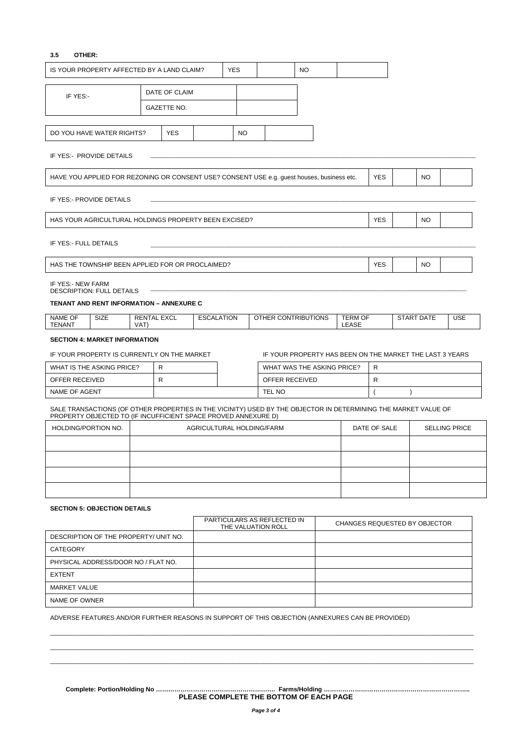### 3.5 OTHER:

| IS YOUR PROPERTY AFFECTED BY A LAND CLAIM? | YES | | NO | |
|---|---|---|---|---|

| IF YES:- | DATE OF CLAIM | |
|---|---|---|
| | GAZETTE NO. | |

| DO YOU HAVE WATER RIGHTS? | YES | | NO | |
|---|---|---|---|---|

IF YES:- PROVIDE DETAILS ______________________________________________________________________

| HAVE YOU APPLIED FOR REZONING OR CONSENT USE? CONSENT USE e.g. guest houses, business etc. | YES | | NO | |
|---|---|---|---|---|

IF YES:- PROVIDE DETAILS ______________________________________________________________________

| HAS YOUR AGRICULTURAL HOLDINGS PROPERTY BEEN EXCISED? | YES | | NO | |
|---|---|---|---|---|

IF YES:- FULL DETAILS ______________________________________________________________________

| HAS THE TOWNSHIP BEEN APPLIED FOR OR PROCLAIMED? | YES | | NO | |
|---|---|---|---|---|

IF YES:- NEW FARM
DESCRIPTION: FULL DETAILS ______________________________________________________________________

**TENANT AND RENT INFORMATION – ANNEXURE C**

| NAME OF TENANT | SIZE | RENTAL EXCL VAT) | ESCALATION | OTHER CONTRIBUTIONS | TERM OF LEASE | START DATE | USE |
|---|---|---|---|---|---|---|---|

**SECTION 4: MARKET INFORMATION**

IF YOUR PROPERTY IS CURRENTLY ON THE MARKET

| WHAT IS THE ASKING PRICE? | R |
|---|---|
| OFFER RECEIVED | R |
| NAME OF AGENT | |

IF YOUR PROPERTY HAS BEEN ON THE MARKET THE LAST 3 YEARS

| WHAT WAS THE ASKING PRICE? | R |
|---|---|
| OFFER RECEIVED | R |
| TEL NO | ( ) |

SALE TRANSACTIONS (OF OTHER PROPERTIES IN THE VICINITY) USED BY THE OBJECTOR IN DETERMINING THE MARKET VALUE OF PROPERTY OBJECTED TO (IF INCUFFICIENT SPACE PROVED ANNEXURE D)

| HOLDING/PORTION NO. | AGRICULTURAL HOLDING/FARM | DATE OF SALE | SELLING PRICE |
|---|---|---|---|
| | | | |
| | | | |
| | | | |
| | | | |

**SECTION 5: OBJECTION DETAILS**

| | PARTICULARS AS REFLECTED IN THE VALUATION ROLL | CHANGES REQUESTED BY OBJECTOR |
|---|---|---|
| DESCRIPTION OF THE PROPERTY/ UNIT NO. | | |
| CATEGORY | | |
| PHYSICAL ADDRESS/DOOR NO / FLAT NO. | | |
| EXTENT | | |
| MARKET VALUE | | |
| NAME OF OWNER | | |

ADVERSE FEATURES AND/OR FURTHER REASONS IN SUPPORT OF THIS OBJECTION (ANNEXURES CAN BE PROVIDED)

______________________________________________________________________

______________________________________________________________________

______________________________________________________________________

**Complete: Portion/Holding No ………………………………………………… Farms/Holding ……………………………………………………………..**

**PLEASE COMPLETE THE BOTTOM OF EACH PAGE**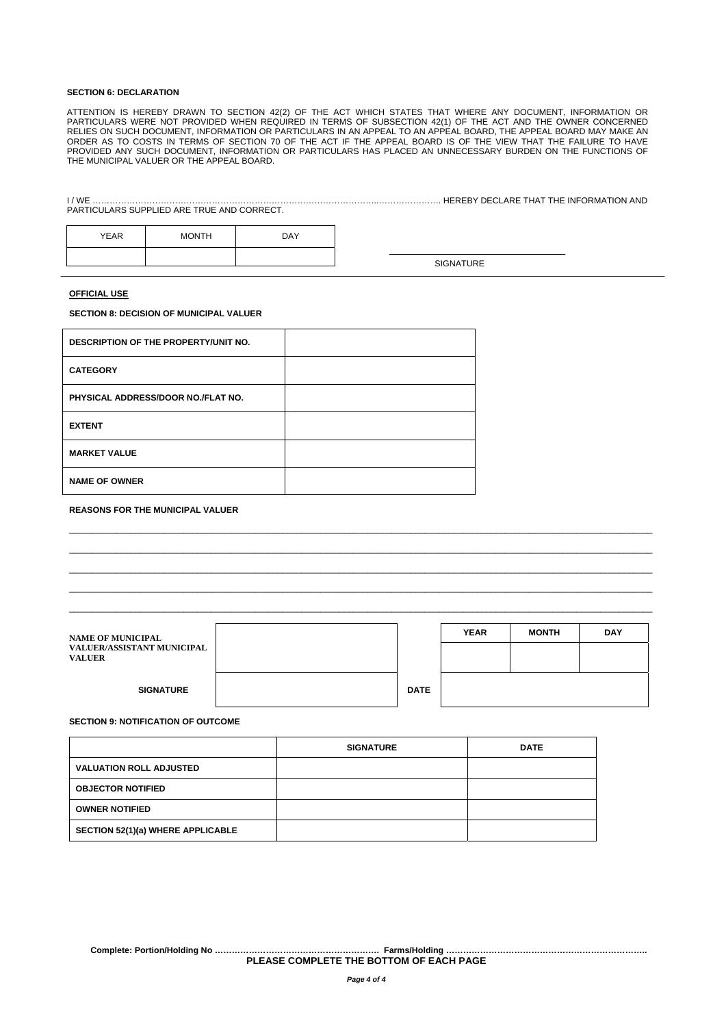**SECTION 6: DECLARATION**

ATTENTION IS HEREBY DRAWN TO SECTION 42(2) OF THE ACT WHICH STATES THAT WHERE ANY DOCUMENT, INFORMATION OR PARTICULARS WERE NOT PROVIDED WHEN REQUIRED IN TERMS OF SUBSECTION 42(1) OF THE ACT AND THE OWNER CONCERNED RELIES ON SUCH DOCUMENT, INFORMATION OR PARTICULARS IN AN APPEAL TO AN APPEAL BOARD, THE APPEAL BOARD MAY MAKE AN ORDER AS TO COSTS IN TERMS OF SECTION 70 OF THE ACT IF THE APPEAL BOARD IS OF THE VIEW THAT THE FAILURE TO HAVE PROVIDED ANY SUCH DOCUMENT, INFORMATION OR PARTICULARS HAS PLACED AN UNNECESSARY BURDEN ON THE FUNCTIONS OF THE MUNICIPAL VALUER OR THE APPEAL BOARD.

I / WE ………………………………………………………………………………………..………………….. HEREBY DECLARE THAT THE INFORMATION AND PARTICULARS SUPPLIED ARE TRUE AND CORRECT.

| YEAR | MONTH | DAY |
|---|---|---|
| | | |

SIGNATURE

**OFFICIAL USE**

**SECTION 8: DECISION OF MUNICIPAL VALUER**

| | |
|---|---|
| **DESCRIPTION OF THE PROPERTY/UNIT NO.** | |
| **CATEGORY** | |
| **PHYSICAL ADDRESS/DOOR NO./FLAT NO.** | |
| **EXTENT** | |
| **MARKET VALUE** | |
| **NAME OF OWNER** | |

**REASONS FOR THE MUNICIPAL VALUER**

\_\_\_\_\_\_\_\_\_\_\_\_\_\_\_\_\_\_\_\_\_\_\_\_\_\_\_\_\_\_\_\_\_\_\_\_\_\_\_\_\_\_\_\_\_\_\_\_\_\_\_\_\_\_\_\_\_\_\_\_\_\_\_\_\_\_\_\_\_\_\_\_\_\_\_\_\_\_

\_\_\_\_\_\_\_\_\_\_\_\_\_\_\_\_\_\_\_\_\_\_\_\_\_\_\_\_\_\_\_\_\_\_\_\_\_\_\_\_\_\_\_\_\_\_\_\_\_\_\_\_\_\_\_\_\_\_\_\_\_\_\_\_\_\_\_\_\_\_\_\_\_\_\_\_\_\_

\_\_\_\_\_\_\_\_\_\_\_\_\_\_\_\_\_\_\_\_\_\_\_\_\_\_\_\_\_\_\_\_\_\_\_\_\_\_\_\_\_\_\_\_\_\_\_\_\_\_\_\_\_\_\_\_\_\_\_\_\_\_\_\_\_\_\_\_\_\_\_\_\_\_\_\_\_\_

\_\_\_\_\_\_\_\_\_\_\_\_\_\_\_\_\_\_\_\_\_\_\_\_\_\_\_\_\_\_\_\_\_\_\_\_\_\_\_\_\_\_\_\_\_\_\_\_\_\_\_\_\_\_\_\_\_\_\_\_\_\_\_\_\_\_\_\_\_\_\_\_\_\_\_\_\_\_

\_\_\_\_\_\_\_\_\_\_\_\_\_\_\_\_\_\_\_\_\_\_\_\_\_\_\_\_\_\_\_\_\_\_\_\_\_\_\_\_\_\_\_\_\_\_\_\_\_\_\_\_\_\_\_\_\_\_\_\_\_\_\_\_\_\_\_\_\_\_\_\_\_\_\_\_\_\_

| | | | YEAR | MONTH | DAY |
|---|---|---|---|---|---|
| **NAME OF MUNICIPAL VALUER/ASSISTANT MUNICIPAL VALUER** | | | | | |
| **SIGNATURE** | | **DATE** | | | |

**SECTION 9: NOTIFICATION OF OUTCOME**

| | SIGNATURE | DATE |
|---|---|---|
| **VALUATION ROLL ADJUSTED** | | |
| **OBJECTOR NOTIFIED** | | |
| **OWNER NOTIFIED** | | |
| **SECTION 52(1)(a) WHERE APPLICABLE** | | |

**Complete: Portion/Holding No ………………………………………………… Farms/Holding ……………………………………………………………..**

**PLEASE COMPLETE THE BOTTOM OF EACH PAGE**